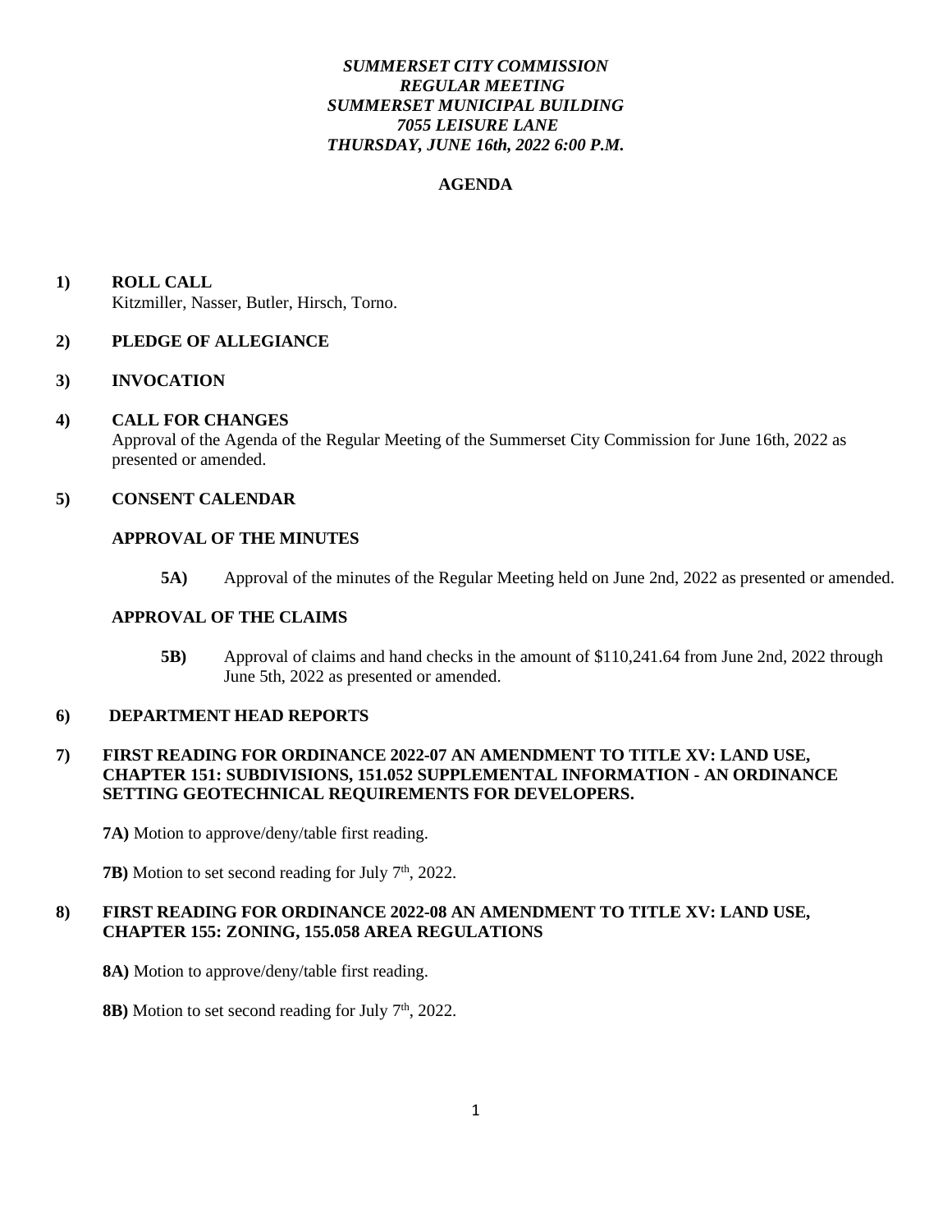***SUMMERSET CITY COMMISSION***
***REGULAR MEETING***
***SUMMERSET MUNICIPAL BUILDING***
***7055 LEISURE LANE***
***THURSDAY, JUNE 16th, 2022 6:00 P.M.***

**AGENDA**

**1) ROLL CALL**
Kitzmiller, Nasser, Butler, Hirsch, Torno.

**2) PLEDGE OF ALLEGIANCE**

**3) INVOCATION**

**4) CALL FOR CHANGES**
Approval of the Agenda of the Regular Meeting of the Summerset City Commission for June 16th, 2022 as presented or amended.

**5) CONSENT CALENDAR**

**APPROVAL OF THE MINUTES**

**5A)** Approval of the minutes of the Regular Meeting held on June 2nd, 2022 as presented or amended.

**APPROVAL OF THE CLAIMS**

**5B)** Approval of claims and hand checks in the amount of $110,241.64 from June 2nd, 2022 through June 5th, 2022 as presented or amended.

**6) DEPARTMENT HEAD REPORTS**

**7) FIRST READING FOR ORDINANCE 2022-07 AN AMENDMENT TO TITLE XV: LAND USE, CHAPTER 151: SUBDIVISIONS, 151.052 SUPPLEMENTAL INFORMATION - AN ORDINANCE SETTING GEOTECHNICAL REQUIREMENTS FOR DEVELOPERS.**

**7A)** Motion to approve/deny/table first reading.

**7B)** Motion to set second reading for July 7th, 2022.

**8) FIRST READING FOR ORDINANCE 2022-08 AN AMENDMENT TO TITLE XV: LAND USE, CHAPTER 155: ZONING, 155.058 AREA REGULATIONS**

**8A)** Motion to approve/deny/table first reading.

**8B)** Motion to set second reading for July 7th, 2022.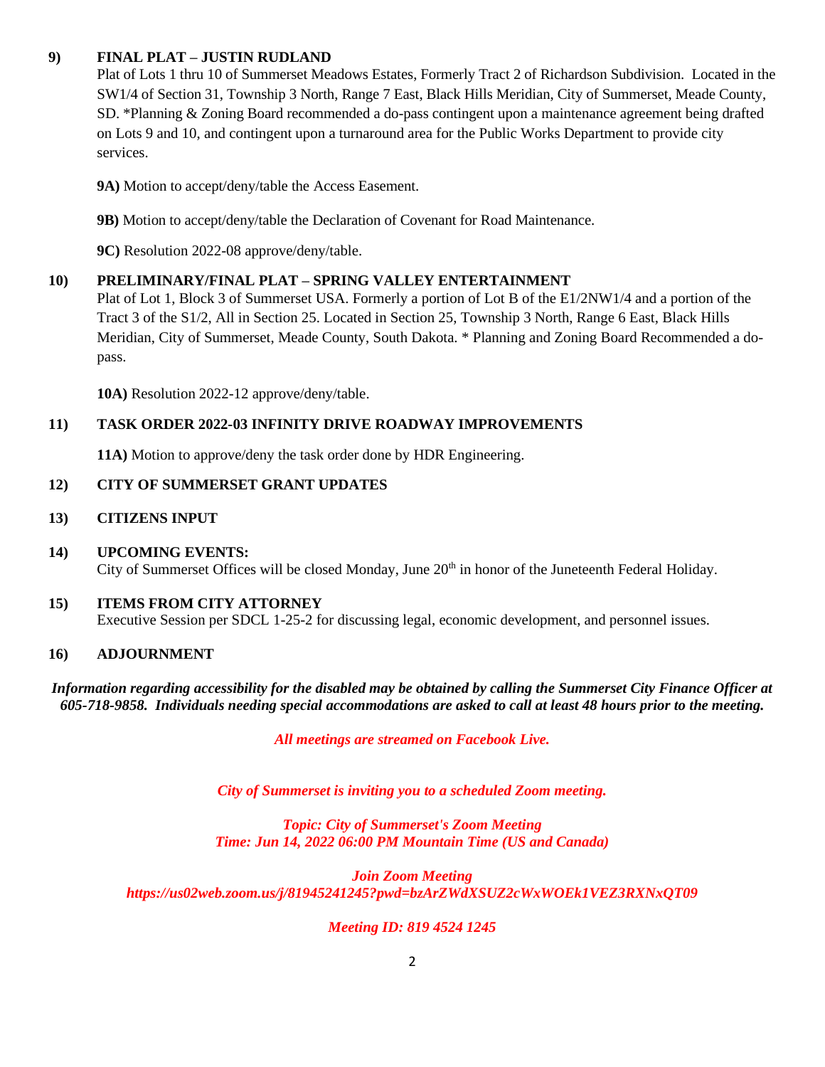**9) FINAL PLAT – JUSTIN RUDLAND**

Plat of Lots 1 thru 10 of Summerset Meadows Estates, Formerly Tract 2 of Richardson Subdivision. Located in the SW1/4 of Section 31, Township 3 North, Range 7 East, Black Hills Meridian, City of Summerset, Meade County, SD. *Planning & Zoning Board recommended a do-pass contingent upon a maintenance agreement being drafted on Lots 9 and 10, and contingent upon a turnaround area for the Public Works Department to provide city services.

**9A)** Motion to accept/deny/table the Access Easement.

**9B)** Motion to accept/deny/table the Declaration of Covenant for Road Maintenance.

**9C)** Resolution 2022-08 approve/deny/table.

**10) PRELIMINARY/FINAL PLAT – SPRING VALLEY ENTERTAINMENT**

Plat of Lot 1, Block 3 of Summerset USA. Formerly a portion of Lot B of the E1/2NW1/4 and a portion of the Tract 3 of the S1/2, All in Section 25. Located in Section 25, Township 3 North, Range 6 East, Black Hills Meridian, City of Summerset, Meade County, South Dakota. * Planning and Zoning Board Recommended a do-pass.

**10A)** Resolution 2022-12 approve/deny/table.

**11) TASK ORDER 2022-03 INFINITY DRIVE ROADWAY IMPROVEMENTS**

**11A)** Motion to approve/deny the task order done by HDR Engineering.

**12) CITY OF SUMMERSET GRANT UPDATES**

**13) CITIZENS INPUT**

**14) UPCOMING EVENTS:**

City of Summerset Offices will be closed Monday, June 20th in honor of the Juneteenth Federal Holiday.

**15) ITEMS FROM CITY ATTORNEY**

Executive Session per SDCL 1-25-2 for discussing legal, economic development, and personnel issues.

**16) ADJOURNMENT**

***Information regarding accessibility for the disabled may be obtained by calling the Summerset City Finance Officer at 605-718-9858. Individuals needing special accommodations are asked to call at least 48 hours prior to the meeting.***

***All meetings are streamed on Facebook Live.***

***City of Summerset is inviting you to a scheduled Zoom meeting.***

***Topic: City of Summerset's Zoom Meeting***
***Time: Jun 14, 2022 06:00 PM Mountain Time (US and Canada)***

***Join Zoom Meeting***
***https://us02web.zoom.us/j/81945241245?pwd=bzArZWdXSUZ2cWxWOEk1VEZ3RXNxQT09***

***Meeting ID: 819 4524 1245***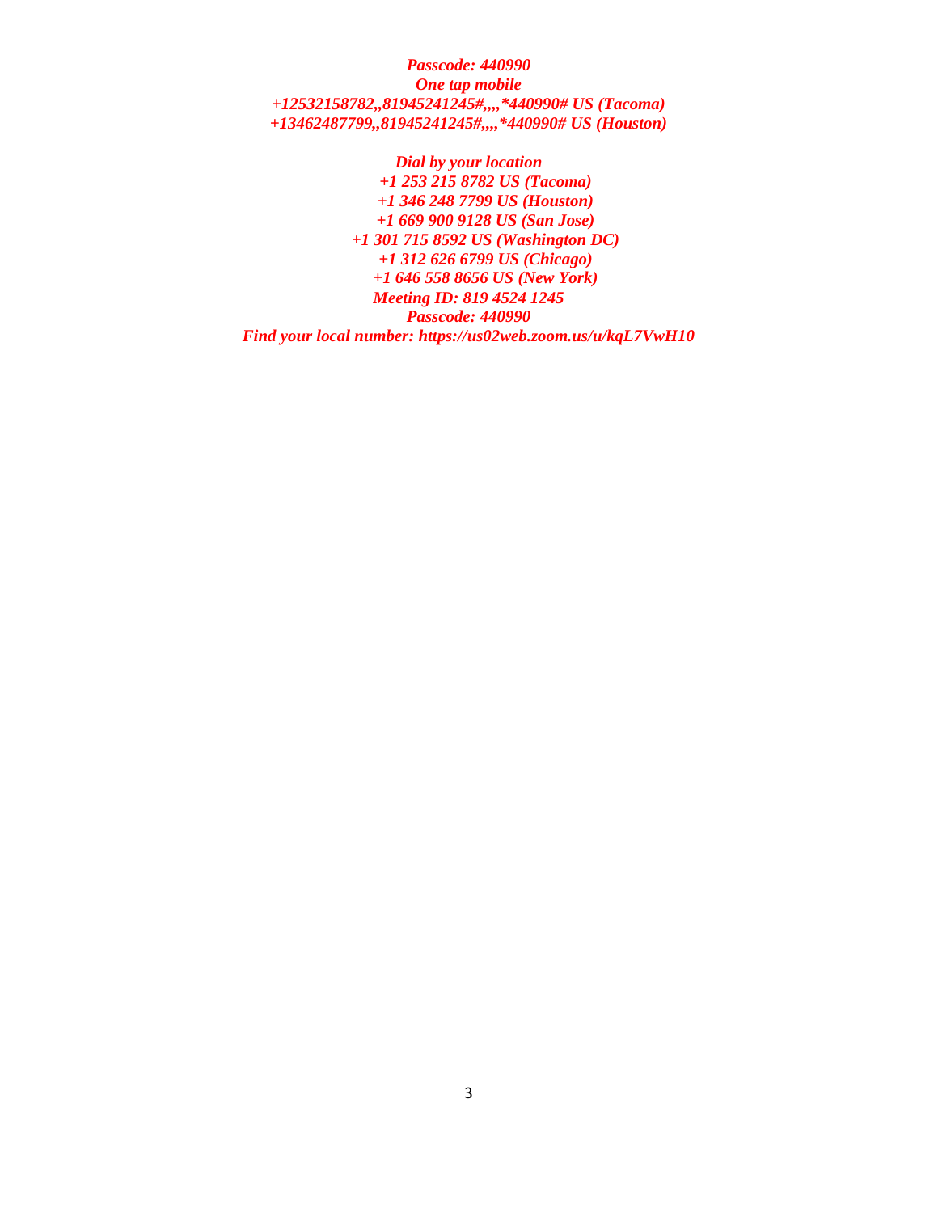***Passcode: 440990***
***One tap mobile***
***+12532158782,,81945241245#,,,,*440990# US (Tacoma)***
***+13462487799,,81945241245#,,,,*440990# US (Houston)***

***Dial by your location***
***+1 253 215 8782 US (Tacoma)***
***+1 346 248 7799 US (Houston)***
***+1 669 900 9128 US (San Jose)***
***+1 301 715 8592 US (Washington DC)***
***+1 312 626 6799 US (Chicago)***
***+1 646 558 8656 US (New York)***
***Meeting ID: 819 4524 1245***
***Passcode: 440990***
***Find your local number: https://us02web.zoom.us/u/kqL7VwH10***